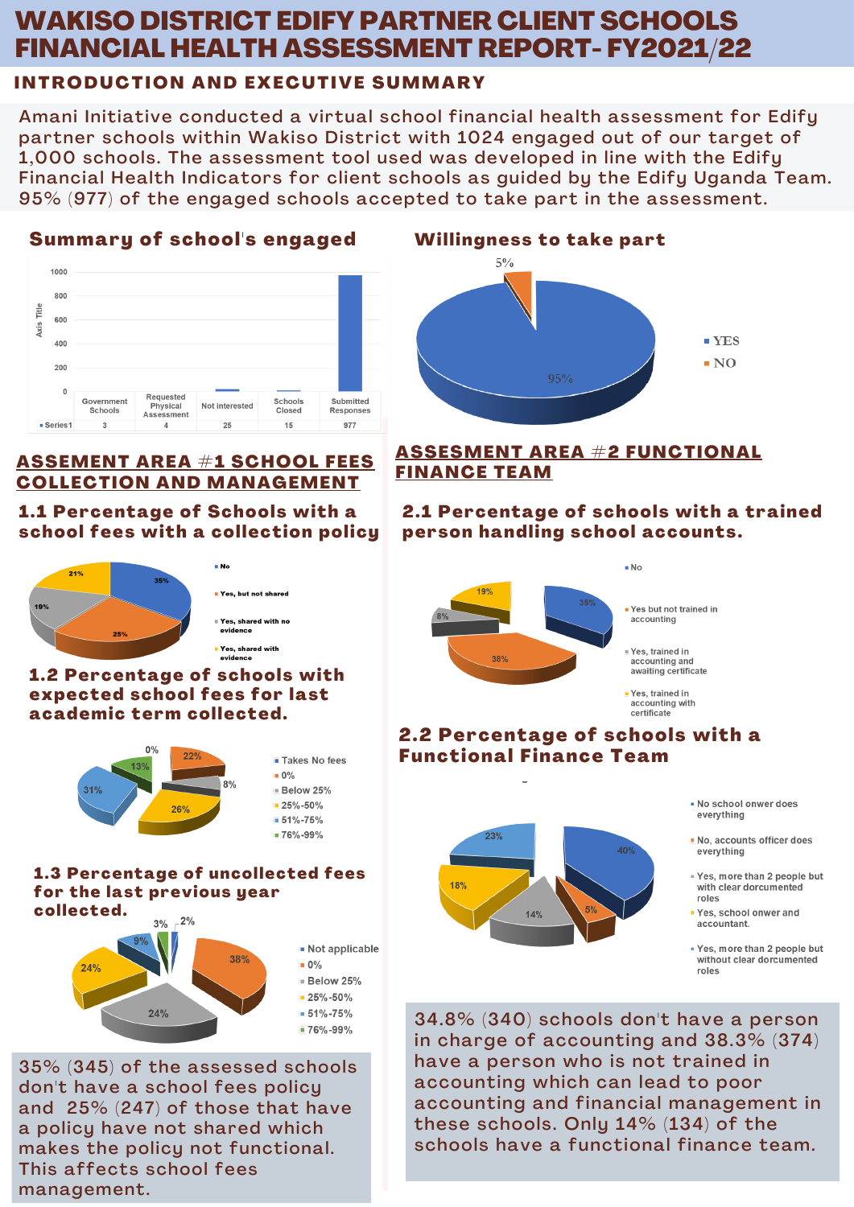# WAKISO DISTRICT EDIFY PARTNER CLIENT SCHOOLS FINANCIAL HEALTH ASSESSMENT REPORT- FY2021/22

## INTRODUCTION AND EXECUTIVE SUMMARY

Amani Initiative conducted a virtual school financial health assessment for Edify partner schools within Wakiso District with 1024 engaged out of our target of 1,000 schools. The assessment tool used was developed in line with the Edify Financial Health Indicators for client schools as guided by the Edify Uganda Team. 95% (977) of the engaged schools accepted to take part in the assessment.

### Summary of school's engaged

| | Government Schools | Requested Physical Assessment | Not interested | Schools Closed | Submitted Responses |
|---|---|---|---|---|---|
| Series1 | 3 | 4 | 25 | 15 | 977 |

### Willingness to take part

- YES: 95%
- NO: 5%

## ASSEMENT AREA #1 SCHOOL FEES COLLECTION AND MANAGEMENT

### 1.1 Percentage of Schools with a school fees with a collection policy

- No: 35%
- Yes, but not shared: 25%
- Yes, shared with no evidence: 19%
- Yes, shared with evidence: 21%

### 1.2 Percentage of schools with expected school fees for last academic term collected.

- Takes No fees: 0%
- 0%: 22%
- Below 25%: 8%
- 25%-50%: 26%
- 51%-75%: 31%
- 76%-99%: 13%

### 1.3 Percentage of uncollected fees for the last previous year collected.

- Not applicable: 2%
- 0%: 38%
- Below 25%: 24%
- 25%-50%: 24%
- 51%-75%: 9%
- 76%-99%: 3%

35% (345) of the assessed schools don't have a school fees policy and 25% (247) of those that have a policy have not shared which makes the policy not functional. This affects school fees management.

## ASSESMENT AREA #2 FUNCTIONAL FINANCE TEAM

### 2.1 Percentage of schools with a trained person handling school accounts.

- No: 35%
- Yes but not trained in accounting: 38%
- Yes, trained in accounting and awaiting certificate: 8%
- Yes, trained in accounting with certificate: 19%

### 2.2 Percentage of schools with a Functional Finance Team

- No school onwer does everything: 40%
- No, accounts officer does everything: 5%
- Yes, more than 2 people but with clear dorcumented roles: 14%
- Yes, school onwer and accountant.: 18%
- Yes, more than 2 people but without clear dorcumented roles: 23%

34.8% (340) schools don't have a person in charge of accounting and 38.3% (374) have a person who is not trained in accounting which can lead to poor accounting and financial management in these schools. Only 14% (134) of the schools have a functional finance team.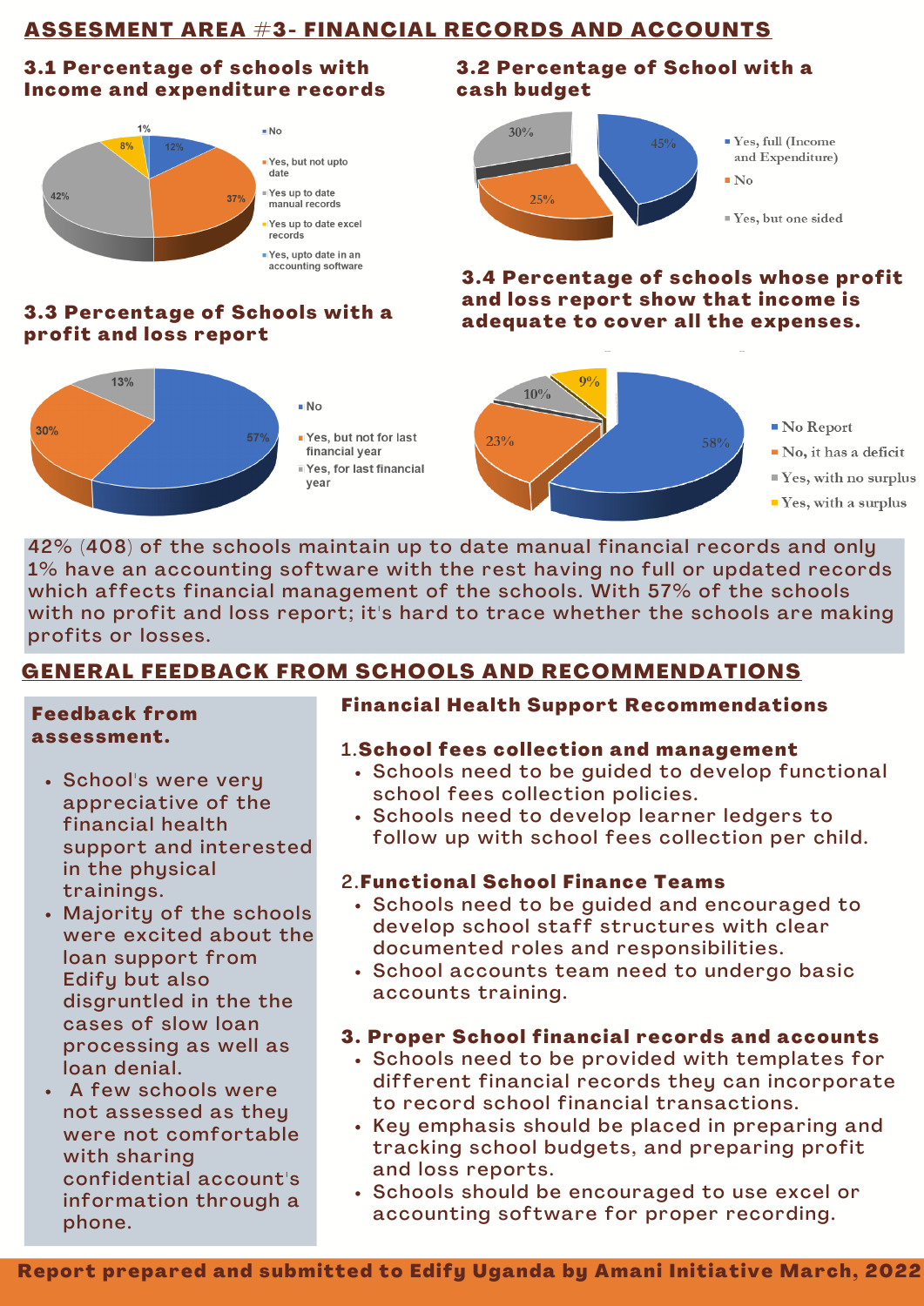## ASSESEMENT AREA #3- FINANCIAL RECORDS AND ACCOUNTS

### 3.1 Percentage of schools with Income and expenditure records

1%
8%
12%
42%
37%

No
Yes, but not upto date
Yes up to date manual records
Yes up to date excel records
Yes, upto date in an accounting software

### 3.2 Percentage of School with a cash budget

30%
45%
25%

Yes, full (Income and Expenditure)
No
Yes, but one sided

### 3.3 Percentage of Schools with a profit and loss report

13%
30%
57%

No
Yes, but not for last financial year
Yes, for last financial year

### 3.4 Percentage of schools whose profit and loss report show that income is adequate to cover all the expenses.

10%
9%
23%
58%

No Report
No, it has a deficit
Yes, with no surplus
Yes, with a surplus

42% (408) of the schools maintain up to date manual financial records and only 1% have an accounting software with the rest having no full or updated records which affects financial management of the schools. With 57% of the schools with no profit and loss report; it's hard to trace whether the schools are making profits or losses.

## GENERAL FEEDBACK FROM SCHOOLS AND RECOMMENDATIONS

### Feedback from assessment.

- School's were very appreciative of the financial health support and interested in the physical trainings.
- Majority of the schools were excited about the loan support from Edify but also disgruntled in the the cases of slow loan processing as well as loan denial.
- A few schools were not assessed as they were not comfortable with sharing confidential account's information through a phone.

### Financial Health Support Recommendations

1. **School fees collection and management**
   - Schools need to be guided to develop functional school fees collection policies.
   - Schools need to develop learner ledgers to follow up with school fees collection per child.

2. **Functional School Finance Teams**
   - Schools need to be guided and encouraged to develop school staff structures with clear documented roles and responsibilities.
   - School accounts team need to undergo basic accounts training.

3. **Proper School financial records and accounts**
   - Schools need to be provided with templates for different financial records they can incorporate to record school financial transactions.
   - Key emphasis should be placed in preparing and tracking school budgets, and preparing profit and loss reports.
   - Schools should be encouraged to use excel or accounting software for proper recording.

**Report prepared and submitted to Edify Uganda by Amani Initiative March, 2022**